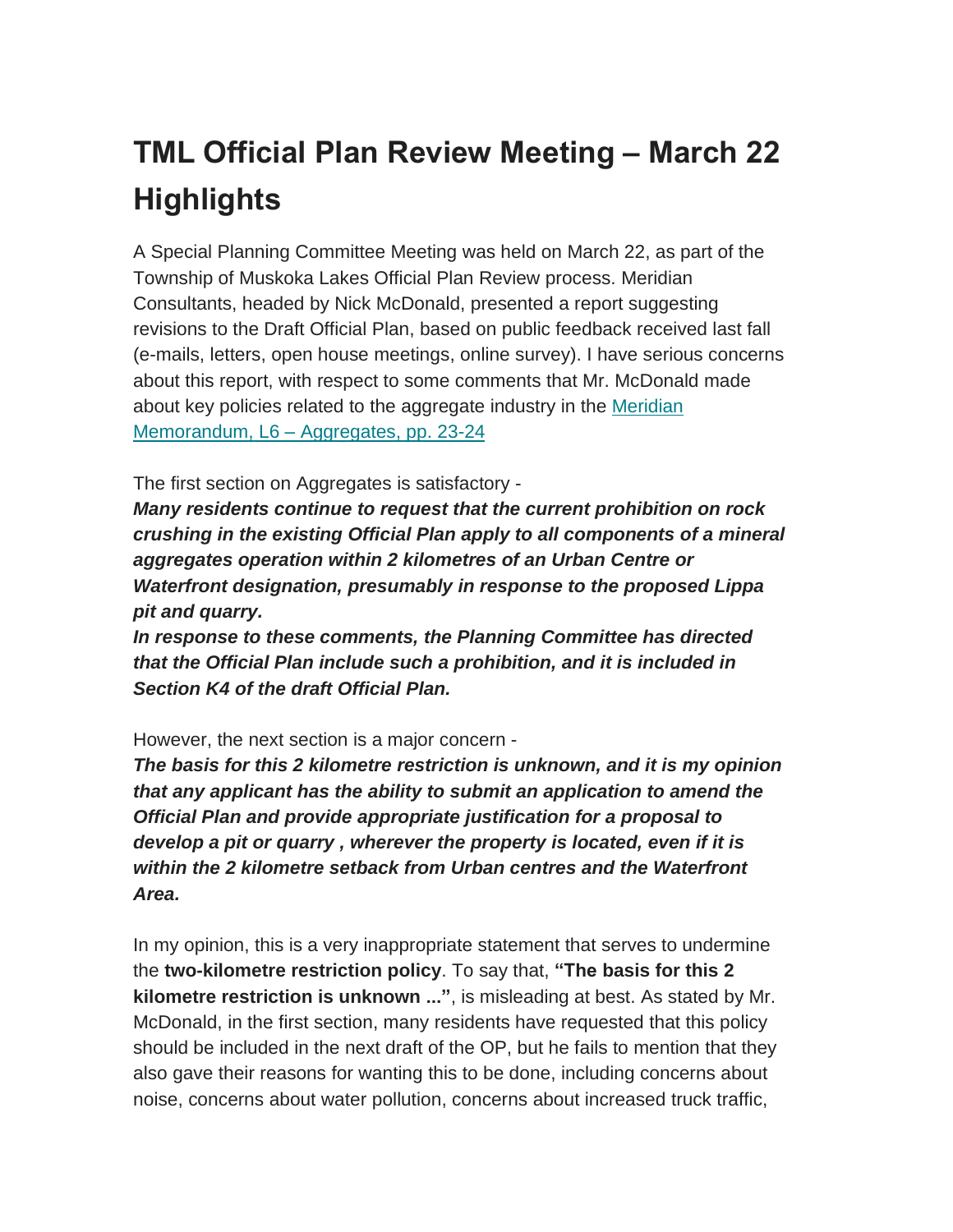# TML Official Plan Review Meeting – March 22 Highlights

A Special Planning Committee Meeting was held on March 22, as part of the Township of Muskoka Lakes Official Plan Review process. Meridian Consultants, headed by Nick McDonald, presented a report suggesting revisions to the Draft Official Plan, based on public feedback received last fall (e-mails, letters, open house meetings, online survey). I have serious concerns about this report, with respect to some comments that Mr. McDonald made about key policies related to the aggregate industry in the [Meridian Memorandum, L6 – Aggregates, pp. 23-24]

The first section on Aggregates is satisfactory -
***Many residents continue to request that the current prohibition on rock crushing in the existing Official Plan apply to all components of a mineral aggregates operation within 2 kilometres of an Urban Centre or Waterfront designation, presumably in response to the proposed Lippa pit and quarry.***
***In response to these comments, the Planning Committee has directed that the Official Plan include such a prohibition, and it is included in Section K4 of the draft Official Plan.***

However, the next section is a major concern -
***The basis for this 2 kilometre restriction is unknown, and it is my opinion that any applicant has the ability to submit an application to amend the Official Plan and provide appropriate justification for a proposal to develop a pit or quarry , wherever the property is located, even if it is within the 2 kilometre setback from Urban centres and the Waterfront Area.***

In my opinion, this is a very inappropriate statement that serves to undermine the **two-kilometre restriction policy**. To say that, **"The basis for this 2 kilometre restriction is unknown ..."**, is misleading at best. As stated by Mr. McDonald, in the first section, many residents have requested that this policy should be included in the next draft of the OP, but he fails to mention that they also gave their reasons for wanting this to be done, including concerns about noise, concerns about water pollution, concerns about increased truck traffic,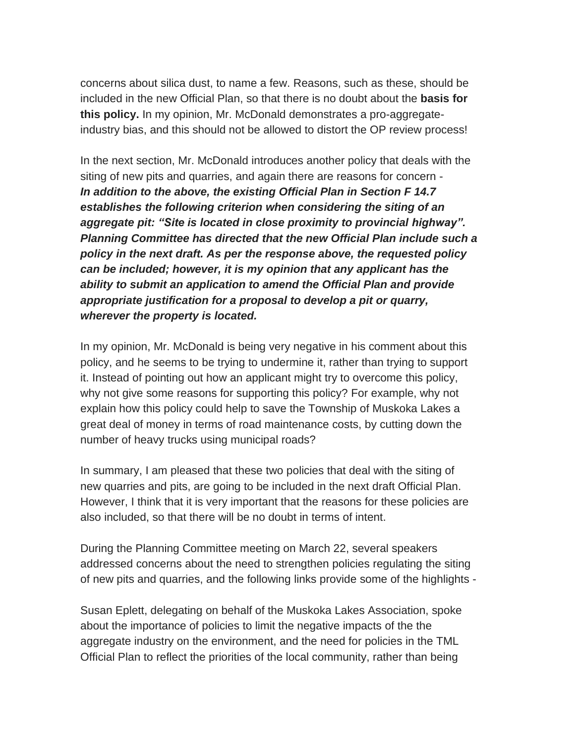concerns about silica dust, to name a few. Reasons, such as these, should be included in the new Official Plan, so that there is no doubt about the **basis for this policy.** In my opinion, Mr. McDonald demonstrates a pro-aggregate-industry bias, and this should not be allowed to distort the OP review process!

In the next section, Mr. McDonald introduces another policy that deals with the siting of new pits and quarries, and again there are reasons for concern - ***In addition to the above, the existing Official Plan in Section F 14.7 establishes the following criterion when considering the siting of an aggregate pit: "Site is located in close proximity to provincial highway". Planning Committee has directed that the new Official Plan include such a policy in the next draft. As per the response above, the requested policy can be included; however, it is my opinion that any applicant has the ability to submit an application to amend the Official Plan and provide appropriate justification for a proposal to develop a pit or quarry, wherever the property is located.***

In my opinion, Mr. McDonald is being very negative in his comment about this policy, and he seems to be trying to undermine it, rather than trying to support it. Instead of pointing out how an applicant might try to overcome this policy, why not give some reasons for supporting this policy? For example, why not explain how this policy could help to save the Township of Muskoka Lakes a great deal of money in terms of road maintenance costs, by cutting down the number of heavy trucks using municipal roads?

In summary, I am pleased that these two policies that deal with the siting of new quarries and pits, are going to be included in the next draft Official Plan. However, I think that it is very important that the reasons for these policies are also included, so that there will be no doubt in terms of intent.

During the Planning Committee meeting on March 22, several speakers addressed concerns about the need to strengthen policies regulating the siting of new pits and quarries, and the following links provide some of the highlights -

Susan Eplett, delegating on behalf of the Muskoka Lakes Association, spoke about the importance of policies to limit the negative impacts of the the aggregate industry on the environment, and the need for policies in the TML Official Plan to reflect the priorities of the local community, rather than being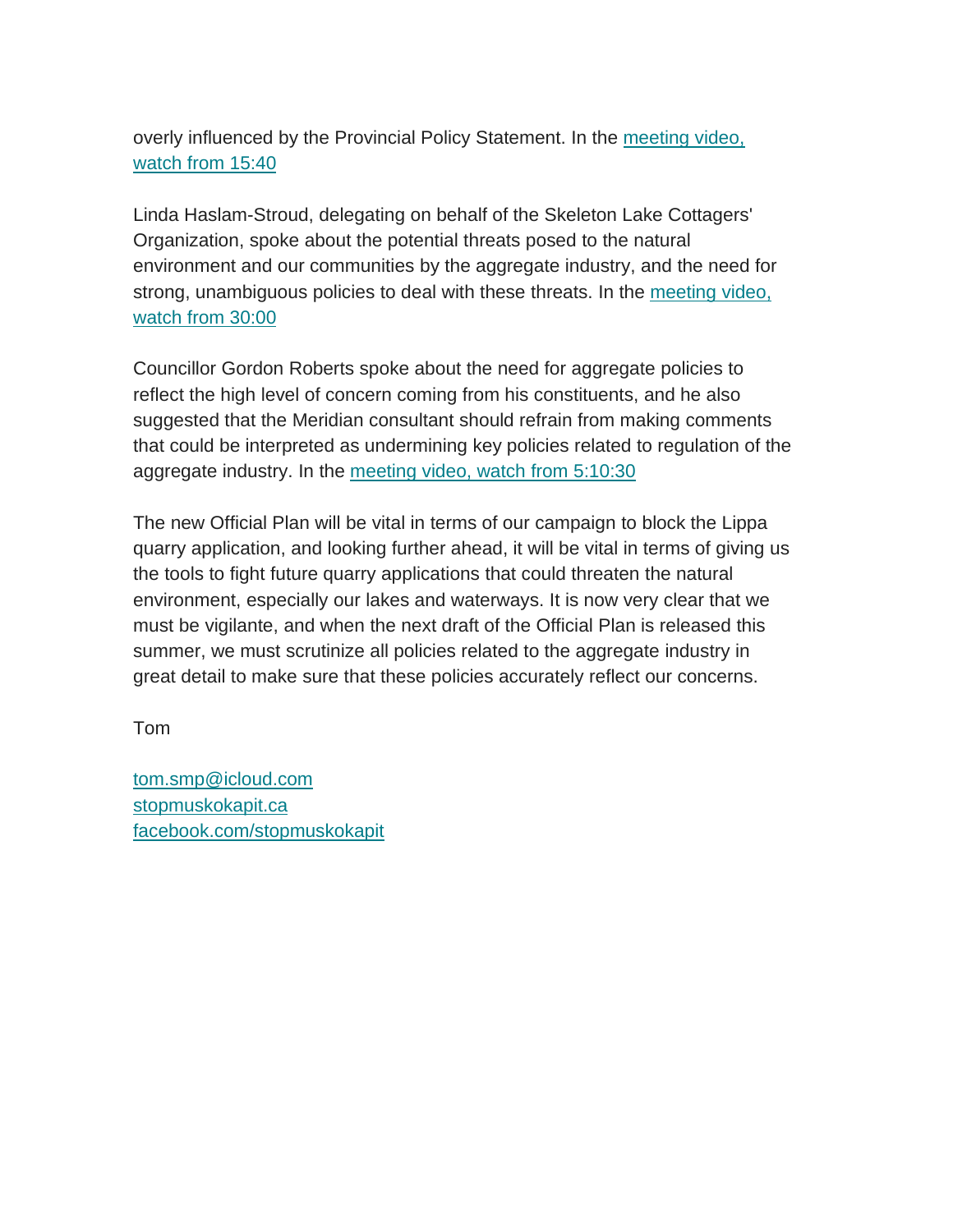overly influenced by the Provincial Policy Statement. In the meeting video, watch from 15:40

Linda Haslam-Stroud, delegating on behalf of the Skeleton Lake Cottagers' Organization, spoke about the potential threats posed to the natural environment and our communities by the aggregate industry, and the need for strong, unambiguous policies to deal with these threats. In the meeting video, watch from 30:00

Councillor Gordon Roberts spoke about the need for aggregate policies to reflect the high level of concern coming from his constituents, and he also suggested that the Meridian consultant should refrain from making comments that could be interpreted as undermining key policies related to regulation of the aggregate industry. In the meeting video, watch from 5:10:30

The new Official Plan will be vital in terms of our campaign to block the Lippa quarry application, and looking further ahead, it will be vital in terms of giving us the tools to fight future quarry applications that could threaten the natural environment, especially our lakes and waterways. It is now very clear that we must be vigilante, and when the next draft of the Official Plan is released this summer, we must scrutinize all policies related to the aggregate industry in great detail to make sure that these policies accurately reflect our concerns.

Tom

tom.smp@icloud.com
stopmuskokapit.ca
facebook.com/stopmuskokapit